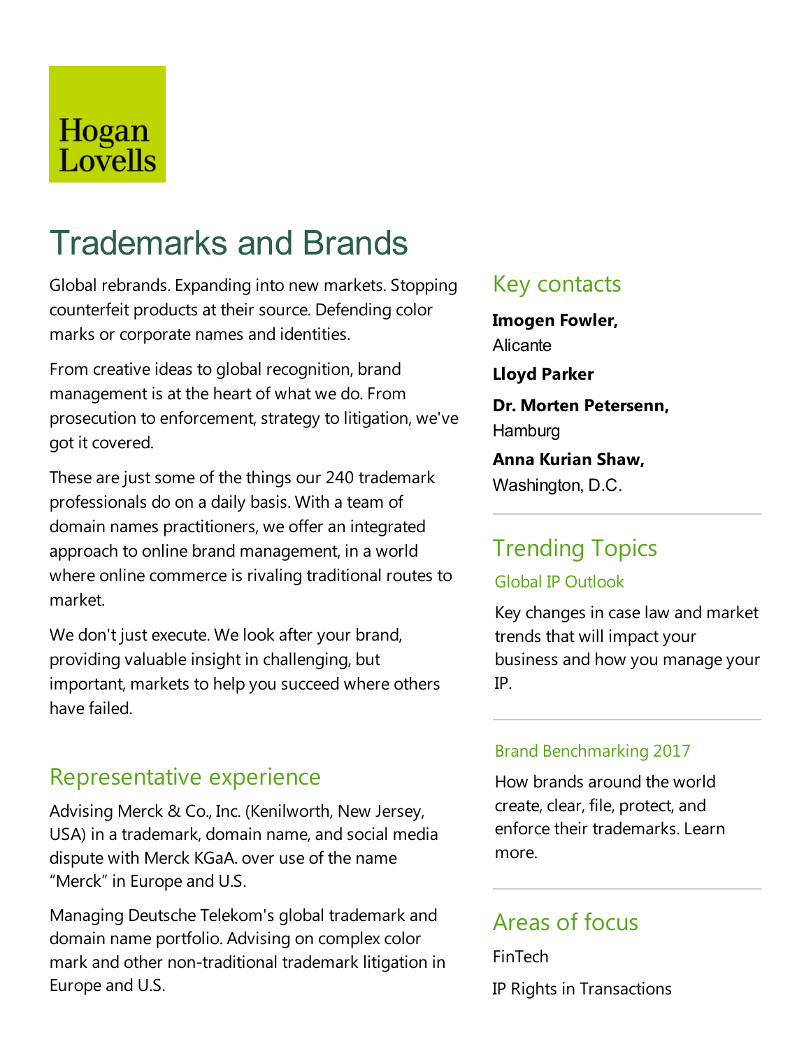Hogan Lovells

# Trademarks and Brands

Global rebrands. Expanding into new markets. Stopping counterfeit products at their source. Defending color marks or corporate names and identities.

From creative ideas to global recognition, brand management is at the heart of what we do. From prosecution to enforcement, strategy to litigation, we've got it covered.

These are just some of the things our 240 trademark professionals do on a daily basis. With a team of domain names practitioners, we offer an integrated approach to online brand management, in a world where online commerce is rivaling traditional routes to market.

We don't just execute. We look after your brand, providing valuable insight in challenging, but important, markets to help you succeed where others have failed.

## Representative experience

Advising Merck & Co., Inc. (Kenilworth, New Jersey, USA) in a trademark, domain name, and social media dispute with Merck KGaA. over use of the name "Merck" in Europe and U.S.

Managing Deutsche Telekom's global trademark and domain name portfolio. Advising on complex color mark and other non-traditional trademark litigation in Europe and U.S.

## Key contacts

**Imogen Fowler,**
Alicante

**Lloyd Parker**

**Dr. Morten Petersenn,**
Hamburg

**Anna Kurian Shaw,**
Washington, D.C.

## Trending Topics

### Global IP Outlook

Key changes in case law and market trends that will impact your business and how you manage your IP.

### Brand Benchmarking 2017

How brands around the world create, clear, file, protect, and enforce their trademarks. Learn more.

## Areas of focus

FinTech

IP Rights in Transactions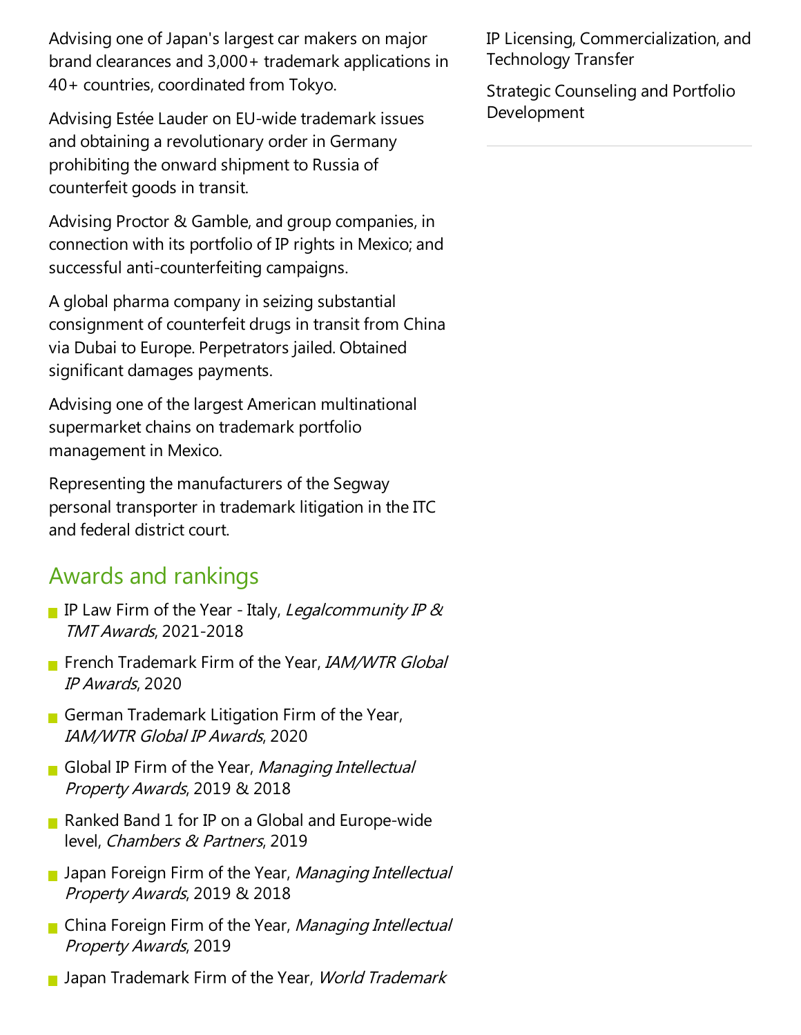Advising one of Japan's largest car makers on major brand clearances and 3,000+ trademark applications in 40+ countries, coordinated from Tokyo.

Advising Estée Lauder on EU-wide trademark issues and obtaining a revolutionary order in Germany prohibiting the onward shipment to Russia of counterfeit goods in transit.

Advising Proctor & Gamble, and group companies, in connection with its portfolio of IP rights in Mexico; and successful anti-counterfeiting campaigns.

A global pharma company in seizing substantial consignment of counterfeit drugs in transit from China via Dubai to Europe. Perpetrators jailed. Obtained significant damages payments.

Advising one of the largest American multinational supermarket chains on trademark portfolio management in Mexico.

Representing the manufacturers of the Segway personal transporter in trademark litigation in the ITC and federal district court.

## Awards and rankings

- IP Law Firm of the Year - Italy, *Legalcommunity IP & TMT Awards*, 2021-2018
- French Trademark Firm of the Year, *IAM/WTR Global IP Awards*, 2020
- German Trademark Litigation Firm of the Year, *IAM/WTR Global IP Awards*, 2020
- Global IP Firm of the Year, *Managing Intellectual Property Awards*, 2019 & 2018
- Ranked Band 1 for IP on a Global and Europe-wide level, *Chambers & Partners*, 2019
- Japan Foreign Firm of the Year, *Managing Intellectual Property Awards*, 2019 & 2018
- China Foreign Firm of the Year, *Managing Intellectual Property Awards*, 2019
- Japan Trademark Firm of the Year, *World Trademark*

IP Licensing, Commercialization, and Technology Transfer

Strategic Counseling and Portfolio Development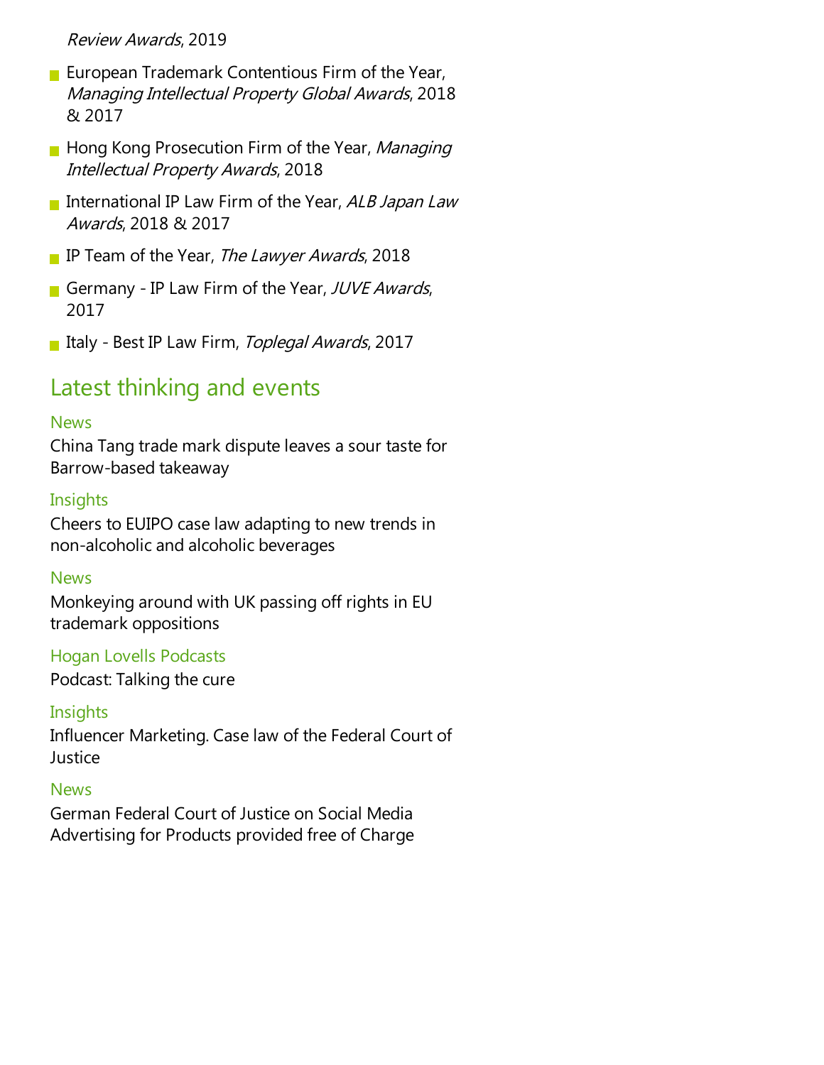*Review Awards*, 2019

- European Trademark Contentious Firm of the Year, *Managing Intellectual Property Global Awards*, 2018 & 2017
- Hong Kong Prosecution Firm of the Year, *Managing Intellectual Property Awards*, 2018
- International IP Law Firm of the Year, *ALB Japan Law Awards*, 2018 & 2017
- IP Team of the Year, *The Lawyer Awards*, 2018
- Germany - IP Law Firm of the Year, *JUVE Awards*, 2017
- Italy - Best IP Law Firm, *Toplegal Awards*, 2017

## Latest thinking and events

News

China Tang trade mark dispute leaves a sour taste for Barrow-based takeaway

Insights

Cheers to EUIPO case law adapting to new trends in non-alcoholic and alcoholic beverages

News

Monkeying around with UK passing off rights in EU trademark oppositions

Hogan Lovells Podcasts

Podcast: Talking the cure

Insights

Influencer Marketing. Case law of the Federal Court of Justice

News

German Federal Court of Justice on Social Media Advertising for Products provided free of Charge